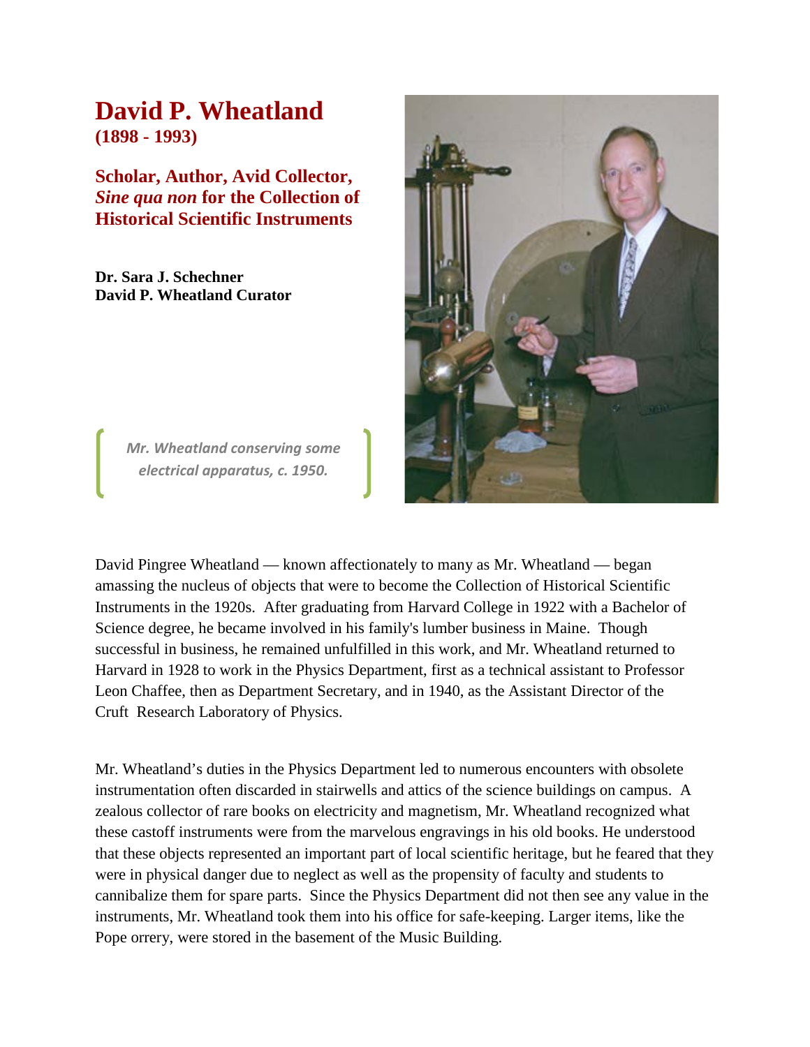# David P. Wheatland
**(1898 - 1993)**

## Scholar, Author, Avid Collector, *Sine qua non* for the Collection of Historical Scientific Instruments

**Dr. Sara J. Schechner**
**David P. Wheatland Curator**

*Mr. Wheatland conserving some electrical apparatus, c. 1950.*

David Pingree Wheatland — known affectionately to many as Mr. Wheatland — began amassing the nucleus of objects that were to become the Collection of Historical Scientific Instruments in the 1920s. After graduating from Harvard College in 1922 with a Bachelor of Science degree, he became involved in his family's lumber business in Maine. Though successful in business, he remained unfulfilled in this work, and Mr. Wheatland returned to Harvard in 1928 to work in the Physics Department, first as a technical assistant to Professor Leon Chaffee, then as Department Secretary, and in 1940, as the Assistant Director of the Cruft Research Laboratory of Physics.

Mr. Wheatland's duties in the Physics Department led to numerous encounters with obsolete instrumentation often discarded in stairwells and attics of the science buildings on campus. A zealous collector of rare books on electricity and magnetism, Mr. Wheatland recognized what these castoff instruments were from the marvelous engravings in his old books. He understood that these objects represented an important part of local scientific heritage, but he feared that they were in physical danger due to neglect as well as the propensity of faculty and students to cannibalize them for spare parts. Since the Physics Department did not then see any value in the instruments, Mr. Wheatland took them into his office for safe-keeping. Larger items, like the Pope orrery, were stored in the basement of the Music Building.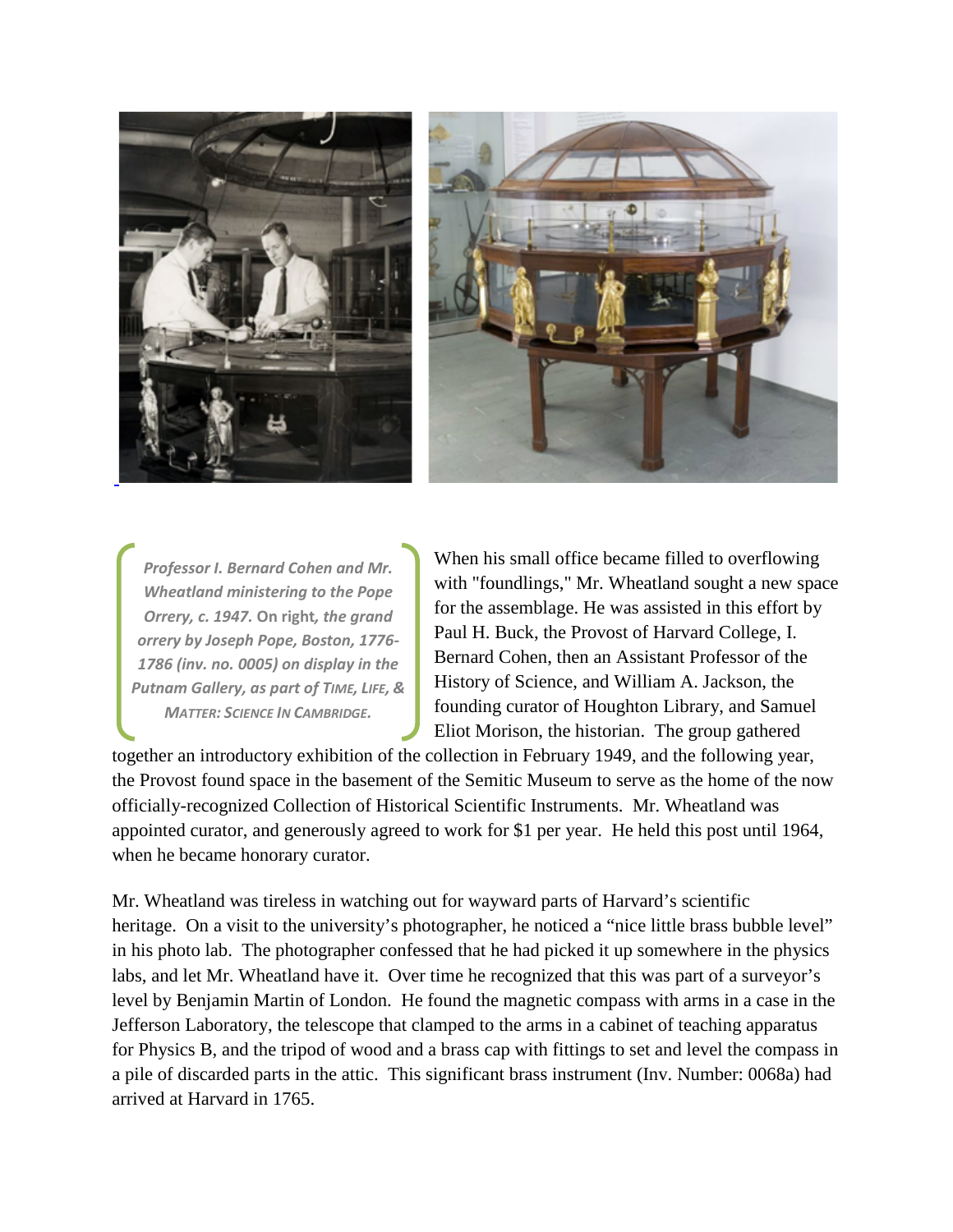*Professor I. Bernard Cohen and Mr. Wheatland ministering to the Pope Orrery, c. 1947.* On right, *the grand orrery by Joseph Pope, Boston, 1776-1786 (inv. no. 0005) on display in the Putnam Gallery, as part of* TIME, LIFE, & MATTER: SCIENCE IN CAMBRIDGE.

When his small office became filled to overflowing with "foundlings," Mr. Wheatland sought a new space for the assemblage. He was assisted in this effort by Paul H. Buck, the Provost of Harvard College, I. Bernard Cohen, then an Assistant Professor of the History of Science, and William A. Jackson, the founding curator of Houghton Library, and Samuel Eliot Morison, the historian. The group gathered together an introductory exhibition of the collection in February 1949, and the following year, the Provost found space in the basement of the Semitic Museum to serve as the home of the now officially-recognized Collection of Historical Scientific Instruments. Mr. Wheatland was appointed curator, and generously agreed to work for $1 per year. He held this post until 1964, when he became honorary curator.

Mr. Wheatland was tireless in watching out for wayward parts of Harvard's scientific heritage. On a visit to the university's photographer, he noticed a "nice little brass bubble level" in his photo lab. The photographer confessed that he had picked it up somewhere in the physics labs, and let Mr. Wheatland have it. Over time he recognized that this was part of a surveyor's level by Benjamin Martin of London. He found the magnetic compass with arms in a case in the Jefferson Laboratory, the telescope that clamped to the arms in a cabinet of teaching apparatus for Physics B, and the tripod of wood and a brass cap with fittings to set and level the compass in a pile of discarded parts in the attic. This significant brass instrument (Inv. Number: 0068a) had arrived at Harvard in 1765.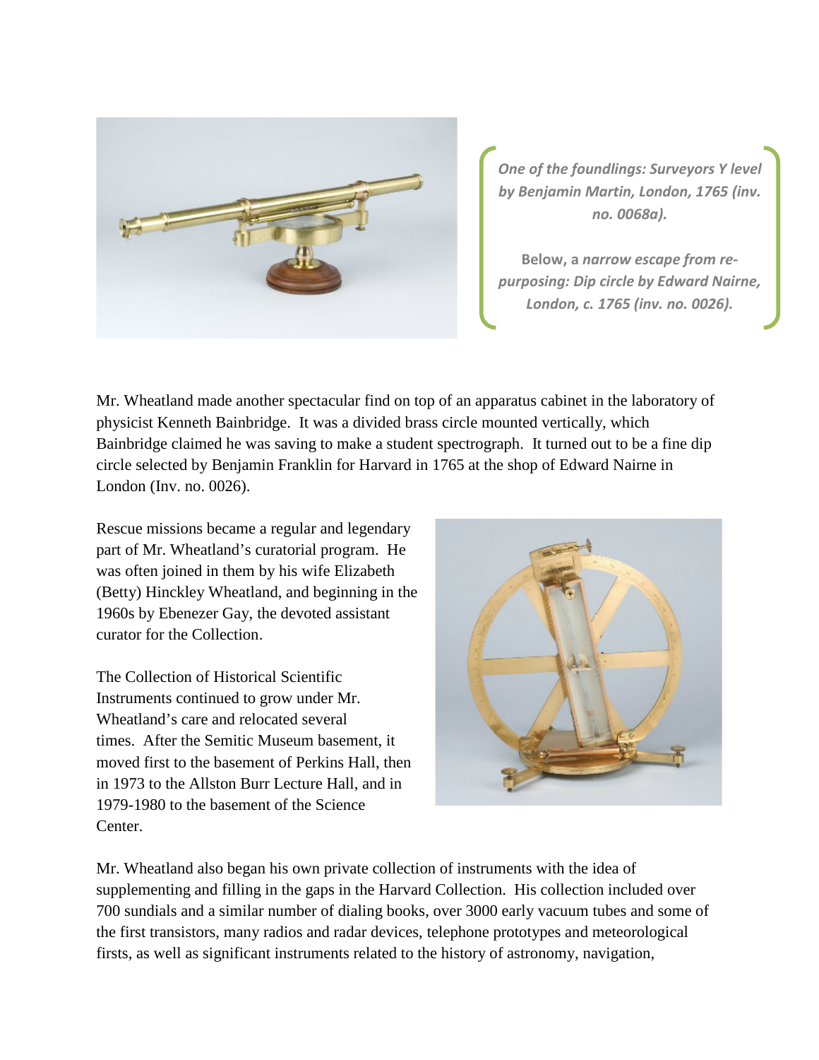*One of the foundlings: Surveyors Y level by Benjamin Martin, London, 1765 (inv. no. 0068a).*

**Below, a** ***narrow escape from re-purposing: Dip circle by Edward Nairne, London, c. 1765 (inv. no. 0026).***

Mr. Wheatland made another spectacular find on top of an apparatus cabinet in the laboratory of physicist Kenneth Bainbridge. It was a divided brass circle mounted vertically, which Bainbridge claimed he was saving to make a student spectrograph. It turned out to be a fine dip circle selected by Benjamin Franklin for Harvard in 1765 at the shop of Edward Nairne in London (Inv. no. 0026).

Rescue missions became a regular and legendary part of Mr. Wheatland's curatorial program. He was often joined in them by his wife Elizabeth (Betty) Hinckley Wheatland, and beginning in the 1960s by Ebenezer Gay, the devoted assistant curator for the Collection.

The Collection of Historical Scientific Instruments continued to grow under Mr. Wheatland's care and relocated several times. After the Semitic Museum basement, it moved first to the basement of Perkins Hall, then in 1973 to the Allston Burr Lecture Hall, and in 1979-1980 to the basement of the Science Center.

Mr. Wheatland also began his own private collection of instruments with the idea of supplementing and filling in the gaps in the Harvard Collection. His collection included over 700 sundials and a similar number of dialing books, over 3000 early vacuum tubes and some of the first transistors, many radios and radar devices, telephone prototypes and meteorological firsts, as well as significant instruments related to the history of astronomy, navigation,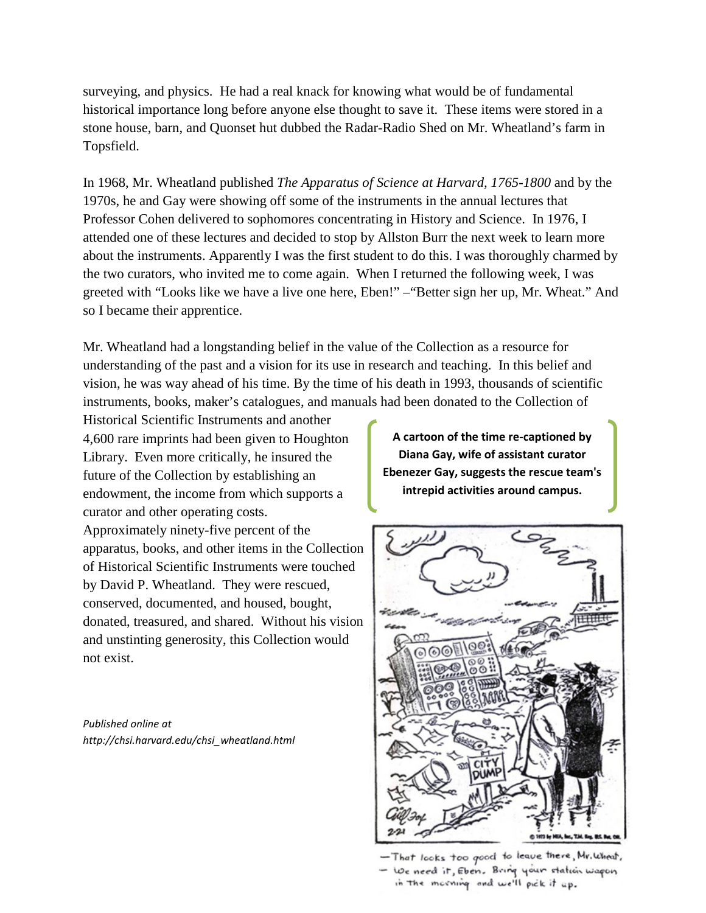surveying, and physics. He had a real knack for knowing what would be of fundamental historical importance long before anyone else thought to save it. These items were stored in a stone house, barn, and Quonset hut dubbed the Radar-Radio Shed on Mr. Wheatland's farm in Topsfield.

In 1968, Mr. Wheatland published *The Apparatus of Science at Harvard, 1765-1800* and by the 1970s, he and Gay were showing off some of the instruments in the annual lectures that Professor Cohen delivered to sophomores concentrating in History and Science. In 1976, I attended one of these lectures and decided to stop by Allston Burr the next week to learn more about the instruments. Apparently I was the first student to do this. I was thoroughly charmed by the two curators, who invited me to come again. When I returned the following week, I was greeted with "Looks like we have a live one here, Eben!" –"Better sign her up, Mr. Wheat." And so I became their apprentice.

Mr. Wheatland had a longstanding belief in the value of the Collection as a resource for understanding of the past and a vision for its use in research and teaching. In this belief and vision, he was way ahead of his time. By the time of his death in 1993, thousands of scientific instruments, books, maker's catalogues, and manuals had been donated to the Collection of Historical Scientific Instruments and another 4,600 rare imprints had been given to Houghton Library. Even more critically, he insured the future of the Collection by establishing an endowment, the income from which supports a curator and other operating costs. Approximately ninety-five percent of the apparatus, books, and other items in the Collection of Historical Scientific Instruments were touched by David P. Wheatland. They were rescued, conserved, documented, and housed, bought, donated, treasured, and shared. Without his vision and unstinting generosity, this Collection would not exist.

**A cartoon of the time re-captioned by Diana Gay, wife of assistant curator Ebenezer Gay, suggests the rescue team's intrepid activities around campus.**

CITY DUMP

© 1973 by NEA, Inc., T.M. Reg. U.S. Pat. Off.

—That looks too good to leave there, Mr. Wheat.
— We need it, Eben. Bring your station wagon in the morning and we'll pick it up.

*Published online at http://chsi.harvard.edu/chsi_wheatland.html*